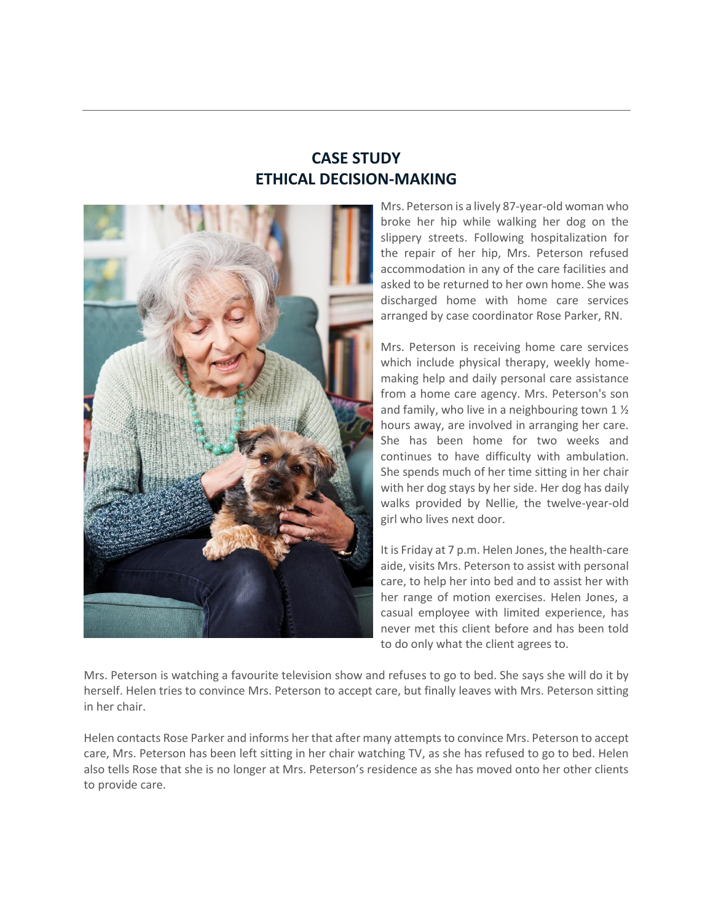# CASE STUDY
# ETHICAL DECISION-MAKING

Mrs. Peterson is a lively 87-year-old woman who broke her hip while walking her dog on the slippery streets. Following hospitalization for the repair of her hip, Mrs. Peterson refused accommodation in any of the care facilities and asked to be returned to her own home. She was discharged home with home care services arranged by case coordinator Rose Parker, RN.

Mrs. Peterson is receiving home care services which include physical therapy, weekly home-making help and daily personal care assistance from a home care agency. Mrs. Peterson's son and family, who live in a neighbouring town 1 ½ hours away, are involved in arranging her care. She has been home for two weeks and continues to have difficulty with ambulation. She spends much of her time sitting in her chair with her dog stays by her side. Her dog has daily walks provided by Nellie, the twelve-year-old girl who lives next door.

It is Friday at 7 p.m. Helen Jones, the health-care aide, visits Mrs. Peterson to assist with personal care, to help her into bed and to assist her with her range of motion exercises. Helen Jones, a casual employee with limited experience, has never met this client before and has been told to do only what the client agrees to.

Mrs. Peterson is watching a favourite television show and refuses to go to bed. She says she will do it by herself. Helen tries to convince Mrs. Peterson to accept care, but finally leaves with Mrs. Peterson sitting in her chair.

Helen contacts Rose Parker and informs her that after many attempts to convince Mrs. Peterson to accept care, Mrs. Peterson has been left sitting in her chair watching TV, as she has refused to go to bed. Helen also tells Rose that she is no longer at Mrs. Peterson's residence as she has moved onto her other clients to provide care.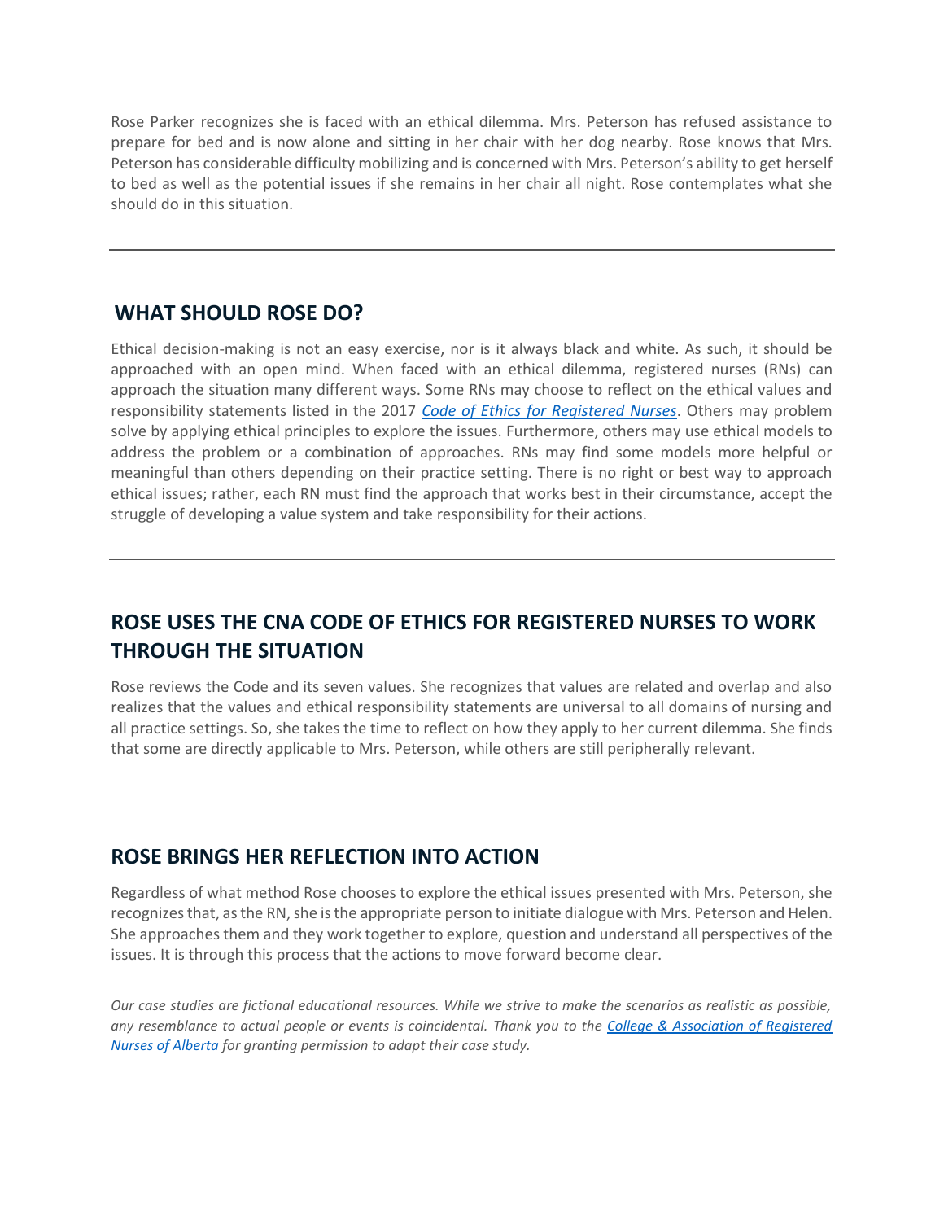Rose Parker recognizes she is faced with an ethical dilemma. Mrs. Peterson has refused assistance to prepare for bed and is now alone and sitting in her chair with her dog nearby. Rose knows that Mrs. Peterson has considerable difficulty mobilizing and is concerned with Mrs. Peterson's ability to get herself to bed as well as the potential issues if she remains in her chair all night. Rose contemplates what she should do in this situation.

---

## WHAT SHOULD ROSE DO?

Ethical decision-making is not an easy exercise, nor is it always black and white. As such, it should be approached with an open mind. When faced with an ethical dilemma, registered nurses (RNs) can approach the situation many different ways. Some RNs may choose to reflect on the ethical values and responsibility statements listed in the 2017 *[Code of Ethics for Registered Nurses](#)*. Others may problem solve by applying ethical principles to explore the issues. Furthermore, others may use ethical models to address the problem or a combination of approaches. RNs may find some models more helpful or meaningful than others depending on their practice setting. There is no right or best way to approach ethical issues; rather, each RN must find the approach that works best in their circumstance, accept the struggle of developing a value system and take responsibility for their actions.

---

## ROSE USES THE CNA CODE OF ETHICS FOR REGISTERED NURSES TO WORK THROUGH THE SITUATION

Rose reviews the Code and its seven values. She recognizes that values are related and overlap and also realizes that the values and ethical responsibility statements are universal to all domains of nursing and all practice settings. So, she takes the time to reflect on how they apply to her current dilemma. She finds that some are directly applicable to Mrs. Peterson, while others are still peripherally relevant.

---

## ROSE BRINGS HER REFLECTION INTO ACTION

Regardless of what method Rose chooses to explore the ethical issues presented with Mrs. Peterson, she recognizes that, as the RN, she is the appropriate person to initiate dialogue with Mrs. Peterson and Helen. She approaches them and they work together to explore, question and understand all perspectives of the issues. It is through this process that the actions to move forward become clear.

*Our case studies are fictional educational resources. While we strive to make the scenarios as realistic as possible, any resemblance to actual people or events is coincidental. Thank you to the [College & Association of Registered Nurses of Alberta](#) for granting permission to adapt their case study.*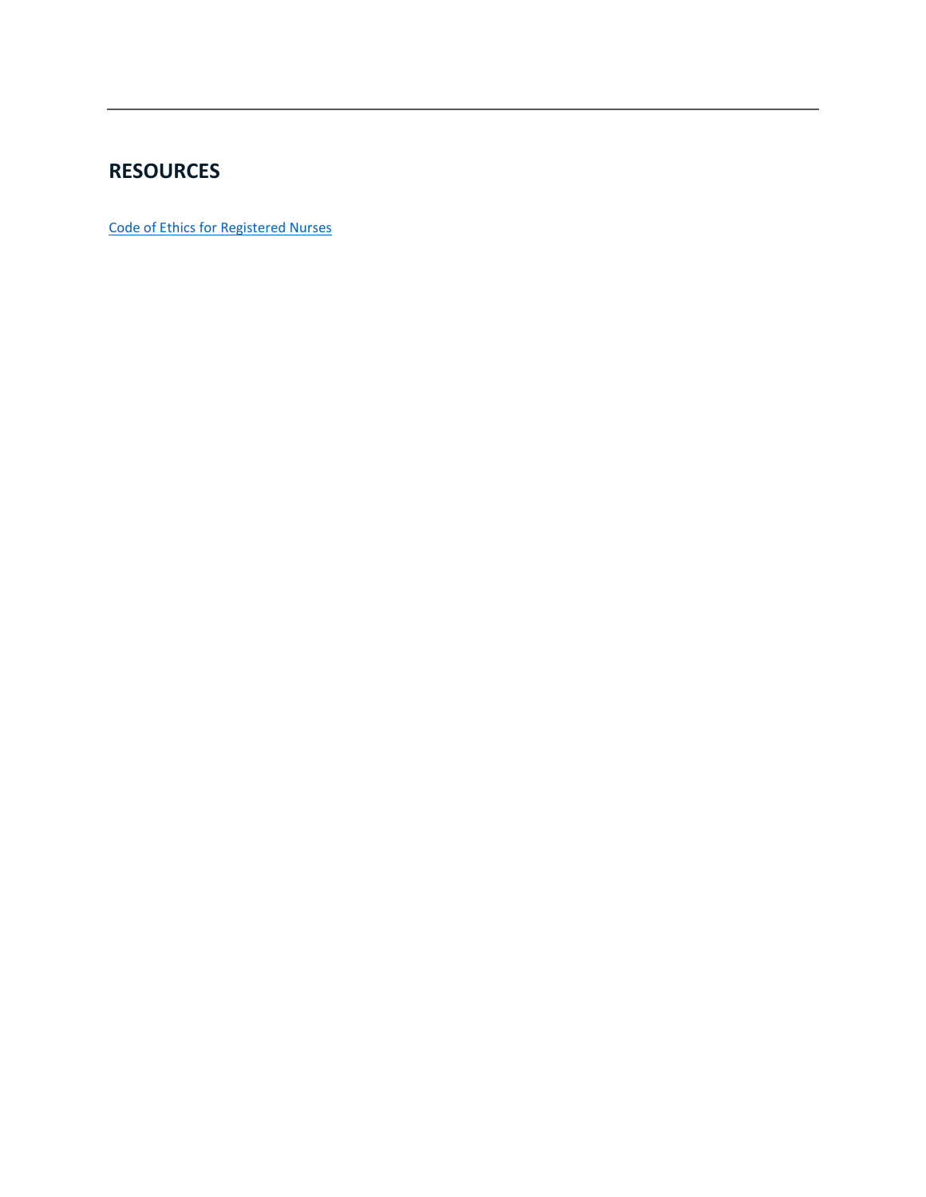## RESOURCES

Code of Ethics for Registered Nurses